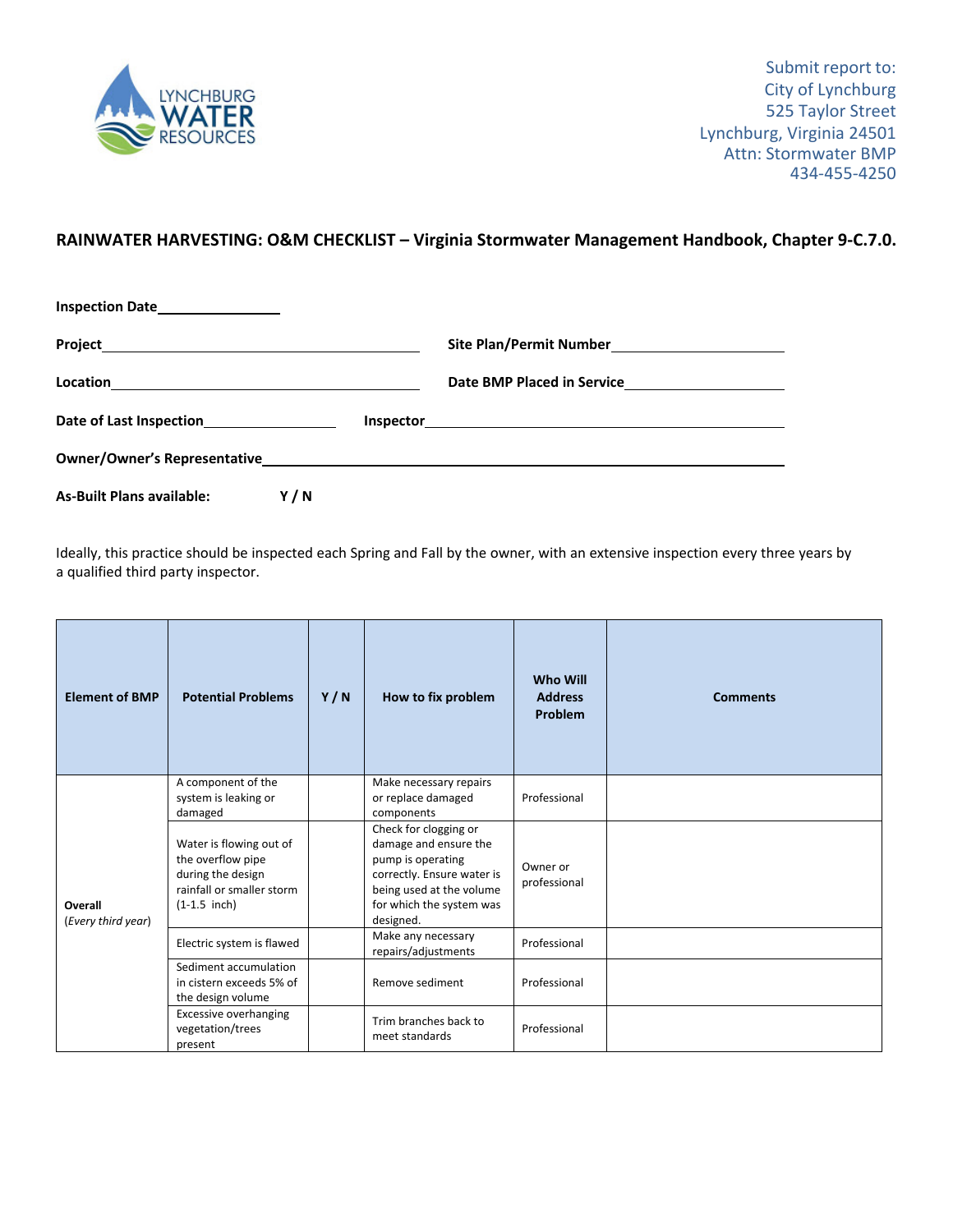LYNCHBURG WATER RESOURCES

Submit report to:
City of Lynchburg
525 Taylor Street
Lynchburg, Virginia 24501
Attn: Stormwater BMP
434-455-4250

## RAINWATER HARVESTING: O&M CHECKLIST – Virginia Stormwater Management Handbook, Chapter 9-C.7.0.

**Inspection Date**\_\_\_\_\_\_\_\_\_\_\_\_\_\_\_\_

**Project**\_\_\_\_\_\_\_\_\_\_\_\_\_\_\_\_\_\_\_\_\_\_\_\_\_\_\_\_\_\_\_\_\_\_\_\_\_\_\_\_ **Site Plan/Permit Number**\_\_\_\_\_\_\_\_\_\_\_\_\_\_\_\_\_\_\_\_

**Location**\_\_\_\_\_\_\_\_\_\_\_\_\_\_\_\_\_\_\_\_\_\_\_\_\_\_\_\_\_\_\_\_\_\_\_\_\_\_\_\_ **Date BMP Placed in Service**\_\_\_\_\_\_\_\_\_\_\_\_\_\_\_\_\_\_\_\_

**Date of Last Inspection**\_\_\_\_\_\_\_\_\_\_\_\_\_\_\_\_\_\_ **Inspector**\_\_\_\_\_\_\_\_\_\_\_\_\_\_\_\_\_\_\_\_\_\_\_\_\_\_\_\_\_\_\_\_\_\_\_\_\_\_\_\_\_\_\_\_

**Owner/Owner's Representative**\_\_\_\_\_\_\_\_\_\_\_\_\_\_\_\_\_\_\_\_\_\_\_\_\_\_\_\_\_\_\_\_\_\_\_\_\_\_\_\_\_\_\_\_\_\_\_\_\_\_\_\_\_\_\_\_\_\_\_\_

**As-Built Plans available:** **Y / N**

Ideally, this practice should be inspected each Spring and Fall by the owner, with an extensive inspection every three years by a qualified third party inspector.

| Element of BMP | Potential Problems | Y / N | How to fix problem | Who Will Address Problem | Comments |
|---|---|---|---|---|---|
| **Overall** (*Every third year*) | A component of the system is leaking or damaged | | Make necessary repairs or replace damaged components | Professional | |
| | Water is flowing out of the overflow pipe during the design rainfall or smaller storm (1-1.5 inch) | | Check for clogging or damage and ensure the pump is operating correctly. Ensure water is being used at the volume for which the system was designed. | Owner or professional | |
| | Electric system is flawed | | Make any necessary repairs/adjustments | Professional | |
| | Sediment accumulation in cistern exceeds 5% of the design volume | | Remove sediment | Professional | |
| | Excessive overhanging vegetation/trees present | | Trim branches back to meet standards | Professional | |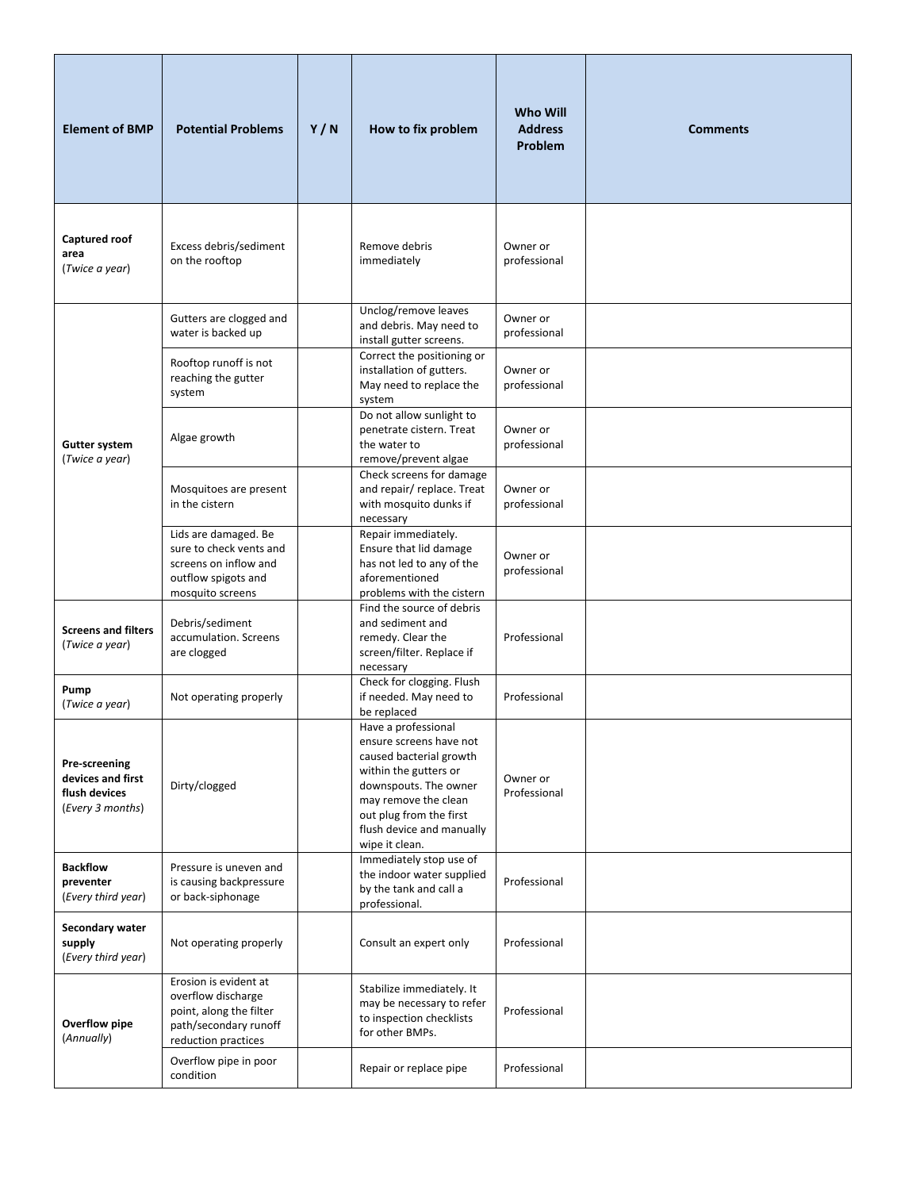| Element of BMP | Potential Problems | Y / N | How to fix problem | Who Will Address Problem | Comments |
|---|---|---|---|---|---|
| **Captured roof area** (*Twice a year*) | Excess debris/sediment on the rooftop | | Remove debris immediately | Owner or professional | |
| **Gutter system** (*Twice a year*) | Gutters are clogged and water is backed up | | Unclog/remove leaves and debris. May need to install gutter screens. | Owner or professional | |
| | Rooftop runoff is not reaching the gutter system | | Correct the positioning or installation of gutters. May need to replace the system | Owner or professional | |
| | Algae growth | | Do not allow sunlight to penetrate cistern. Treat the water to remove/prevent algae | Owner or professional | |
| | Mosquitoes are present in the cistern | | Check screens for damage and repair/ replace. Treat with mosquito dunks if necessary | Owner or professional | |
| | Lids are damaged. Be sure to check vents and screens on inflow and outflow spigots and mosquito screens | | Repair immediately. Ensure that lid damage has not led to any of the aforementioned problems with the cistern | Owner or professional | |
| **Screens and filters** (*Twice a year*) | Debris/sediment accumulation. Screens are clogged | | Find the source of debris and sediment and remedy. Clear the screen/filter. Replace if necessary | Professional | |
| **Pump** (*Twice a year*) | Not operating properly | | Check for clogging. Flush if needed. May need to be replaced | Professional | |
| **Pre-screening devices and first flush devices** (*Every 3 months*) | Dirty/clogged | | Have a professional ensure screens have not caused bacterial growth within the gutters or downspouts. The owner may remove the clean out plug from the first flush device and manually wipe it clean. | Owner or Professional | |
| **Backflow preventer** (*Every third year*) | Pressure is uneven and is causing backpressure or back-siphonage | | Immediately stop use of the indoor water supplied by the tank and call a professional. | Professional | |
| **Secondary water supply** (*Every third year*) | Not operating properly | | Consult an expert only | Professional | |
| **Overflow pipe** (*Annually*) | Erosion is evident at overflow discharge point, along the filter path/secondary runoff reduction practices | | Stabilize immediately. It may be necessary to refer to inspection checklists for other BMPs. | Professional | |
| | Overflow pipe in poor condition | | Repair or replace pipe | Professional | |